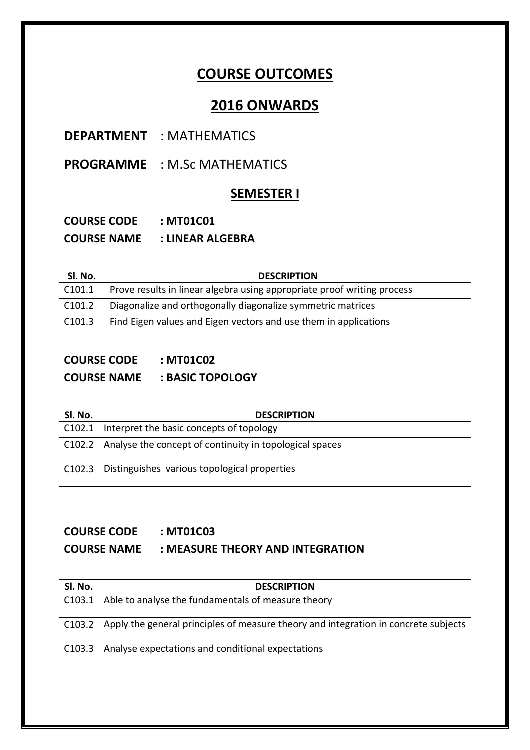# COURSE OUTCOMES

# 2016 ONWARDS

**DEPARTMENT** : MATHEMATICS

**PROGRAMME** : M.Sc MATHEMATICS

## SEMESTER I

**COURSE CODE : MT01C01**

**COURSE NAME : LINEAR ALGEBRA**

| Sl. No. | DESCRIPTION |
|---|---|
| C101.1 | Prove results in linear algebra using appropriate proof writing process |
| C101.2 | Diagonalize and orthogonally diagonalize symmetric matrices |
| C101.3 | Find Eigen values and Eigen vectors and use them in applications |

**COURSE CODE : MT01C02**

**COURSE NAME : BASIC TOPOLOGY**

| Sl. No. | DESCRIPTION |
|---|---|
| C102.1 | Interpret the basic concepts of topology |
| C102.2 | Analyse the concept of continuity in topological spaces |
| C102.3 | Distinguishes various topological properties |

**COURSE CODE : MT01C03**

**COURSE NAME : MEASURE THEORY AND INTEGRATION**

| Sl. No. | DESCRIPTION |
|---|---|
| C103.1 | Able to analyse the fundamentals of measure theory |
| C103.2 | Apply the general principles of measure theory and integration in concrete subjects |
| C103.3 | Analyse expectations and conditional expectations |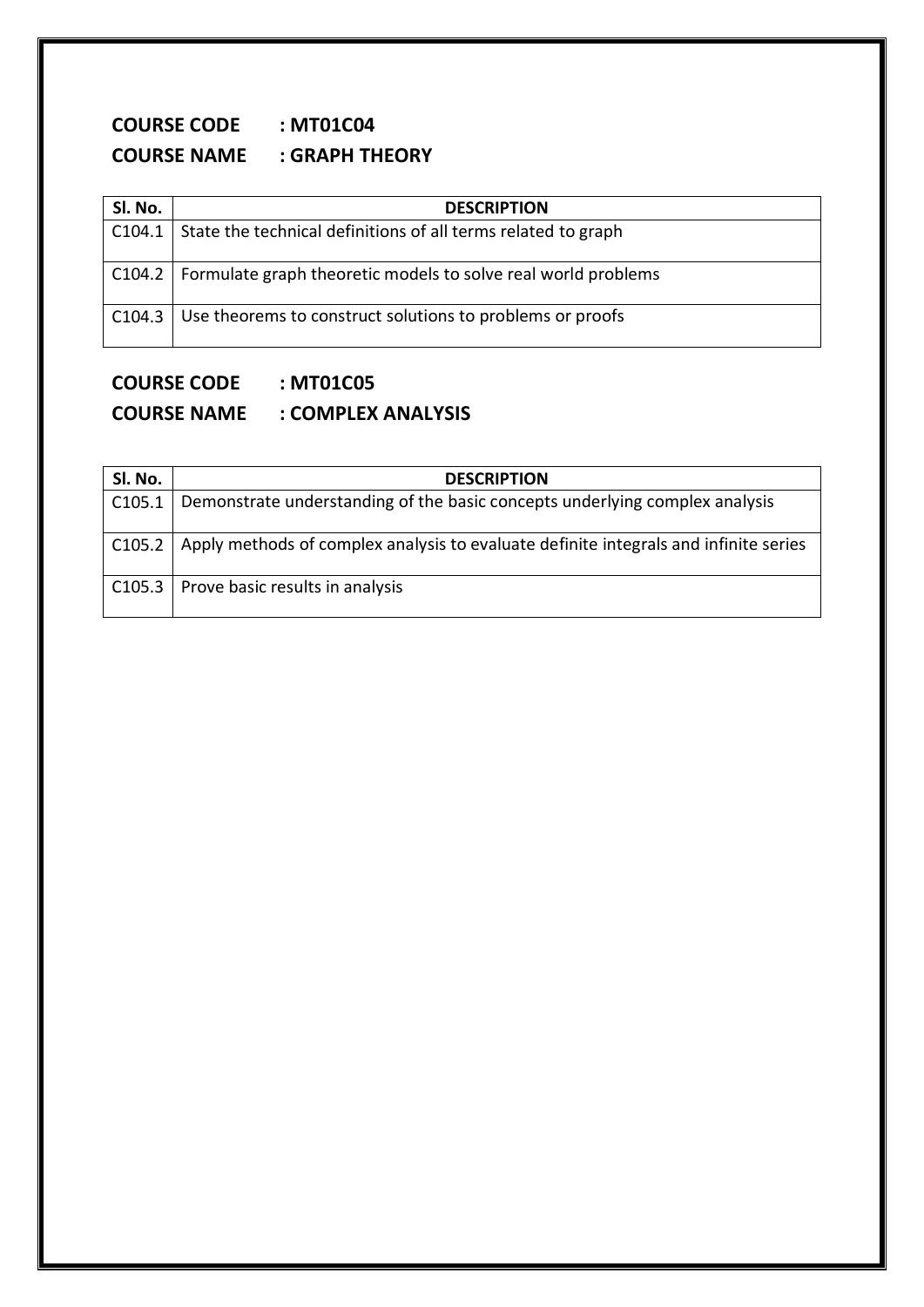**COURSE CODE : MT01C04**

**COURSE NAME : GRAPH THEORY**

| Sl. No. | DESCRIPTION |
|---|---|
| C104.1 | State the technical definitions of all terms related to graph |
| C104.2 | Formulate graph theoretic models to solve real world problems |
| C104.3 | Use theorems to construct solutions to problems or proofs |

**COURSE CODE : MT01C05**

**COURSE NAME : COMPLEX ANALYSIS**

| Sl. No. | DESCRIPTION |
|---|---|
| C105.1 | Demonstrate understanding of the basic concepts underlying complex analysis |
| C105.2 | Apply methods of complex analysis to evaluate definite integrals and infinite series |
| C105.3 | Prove basic results in analysis |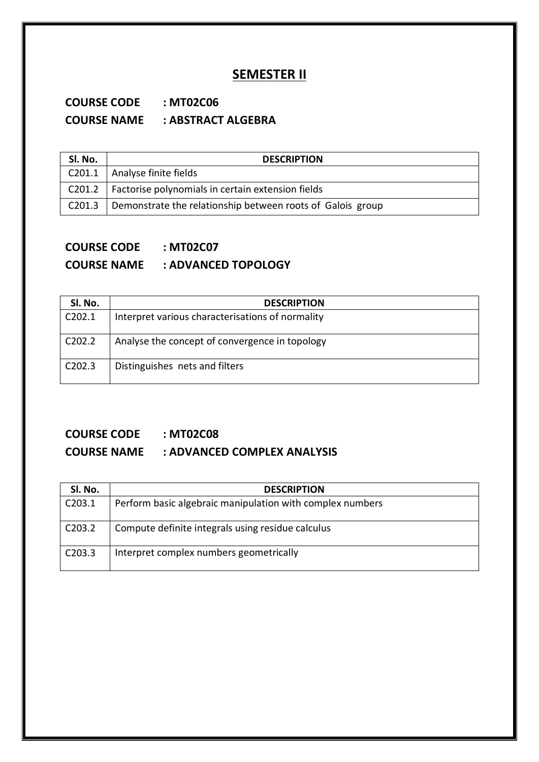## SEMESTER II

**COURSE CODE : MT02C06**

**COURSE NAME : ABSTRACT ALGEBRA**

| Sl. No. | DESCRIPTION |
|---|---|
| C201.1 | Analyse finite fields |
| C201.2 | Factorise polynomials in certain extension fields |
| C201.3 | Demonstrate the relationship between roots of Galois group |

**COURSE CODE : MT02C07**

**COURSE NAME : ADVANCED TOPOLOGY**

| Sl. No. | DESCRIPTION |
|---|---|
| C202.1 | Interpret various characterisations of normality |
| C202.2 | Analyse the concept of convergence in topology |
| C202.3 | Distinguishes nets and filters |

**COURSE CODE : MT02C08**

**COURSE NAME : ADVANCED COMPLEX ANALYSIS**

| Sl. No. | DESCRIPTION |
|---|---|
| C203.1 | Perform basic algebraic manipulation with complex numbers |
| C203.2 | Compute definite integrals using residue calculus |
| C203.3 | Interpret complex numbers geometrically |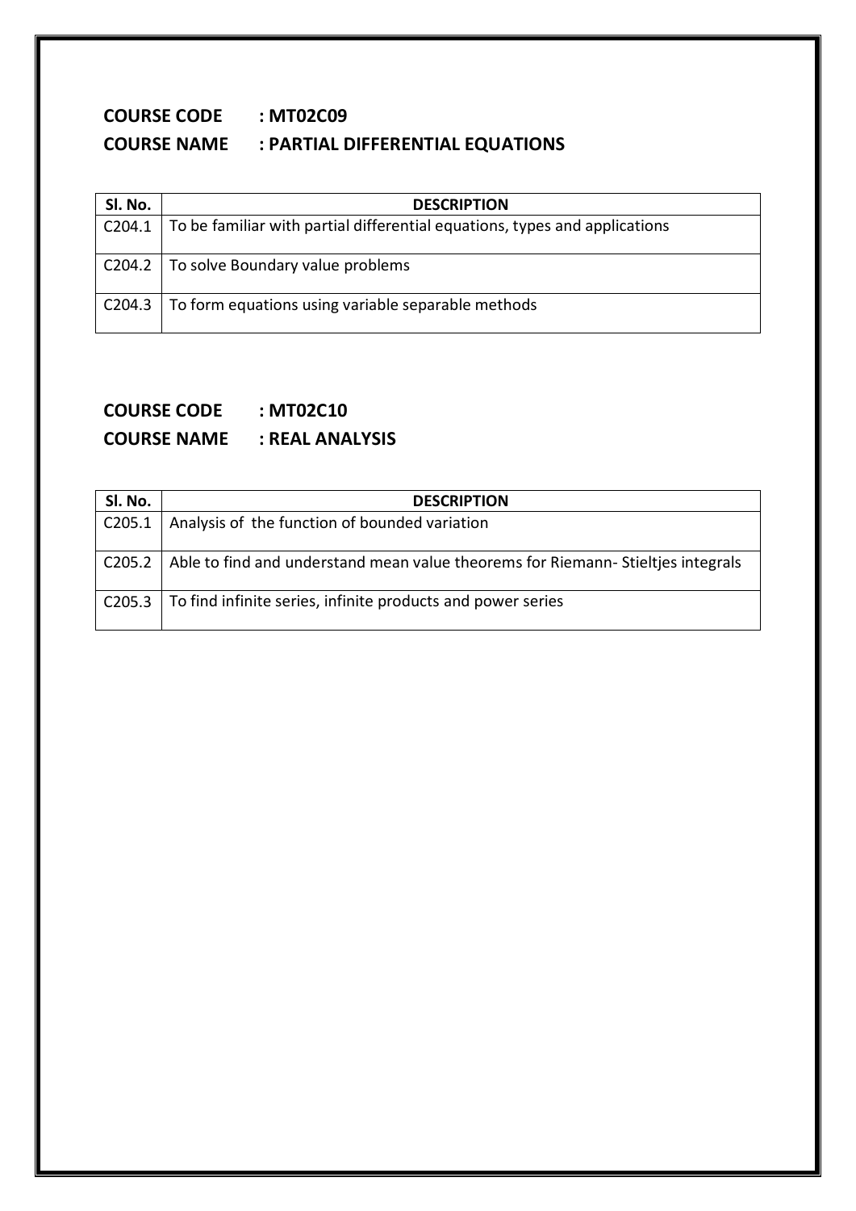**COURSE CODE : MT02C09**

**COURSE NAME : PARTIAL DIFFERENTIAL EQUATIONS**

| Sl. No. | DESCRIPTION |
|---|---|
| C204.1 | To be familiar with partial differential equations, types and applications |
| C204.2 | To solve Boundary value problems |
| C204.3 | To form equations using variable separable methods |

**COURSE CODE : MT02C10**

**COURSE NAME : REAL ANALYSIS**

| Sl. No. | DESCRIPTION |
|---|---|
| C205.1 | Analysis of the function of bounded variation |
| C205.2 | Able to find and understand mean value theorems for Riemann- Stieltjes integrals |
| C205.3 | To find infinite series, infinite products and power series |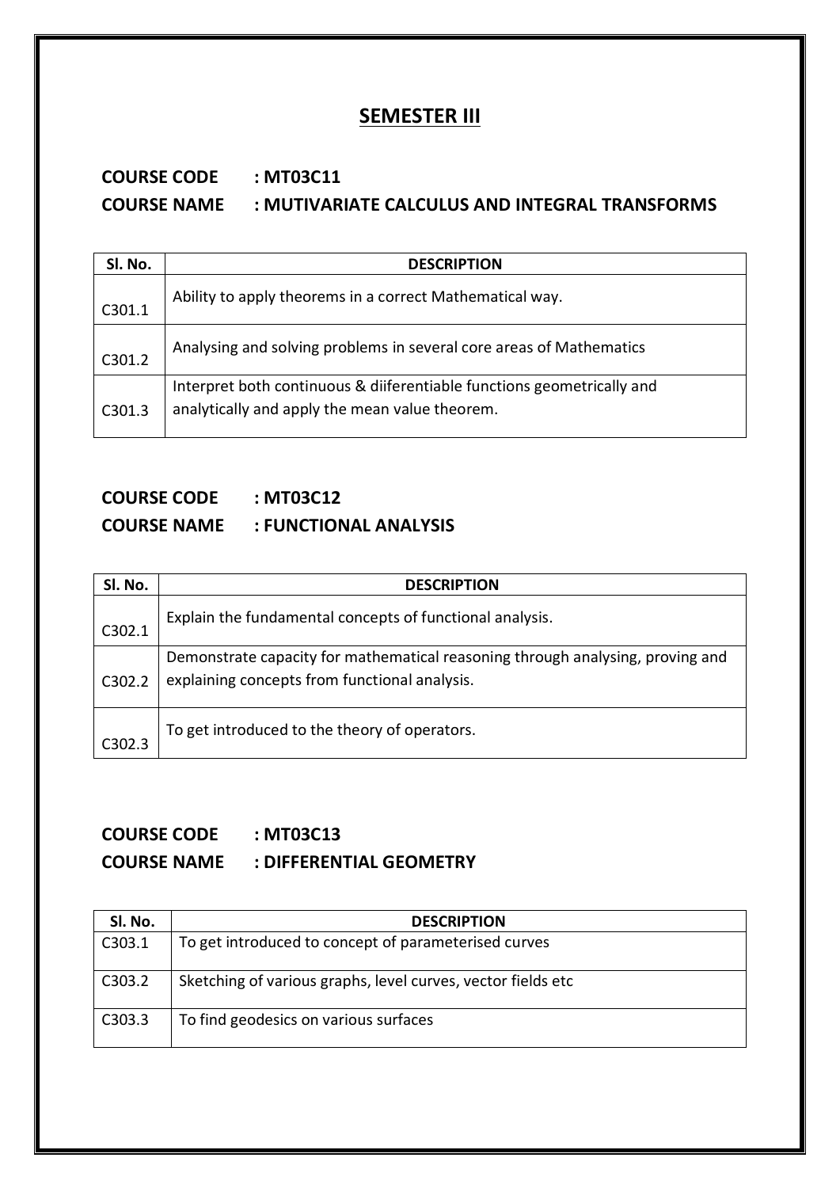## SEMESTER III

**COURSE CODE : MT03C11**

**COURSE NAME : MUTIVARIATE CALCULUS AND INTEGRAL TRANSFORMS**

| Sl. No. | DESCRIPTION |
|---|---|
| C301.1 | Ability to apply theorems in a correct Mathematical way. |
| C301.2 | Analysing and solving problems in several core areas of Mathematics |
| C301.3 | Interpret both continuous & diiferentiable functions geometrically and analytically and apply the mean value theorem. |

**COURSE CODE : MT03C12**

**COURSE NAME : FUNCTIONAL ANALYSIS**

| Sl. No. | DESCRIPTION |
|---|---|
| C302.1 | Explain the fundamental concepts of functional analysis. |
| C302.2 | Demonstrate capacity for mathematical reasoning through analysing, proving and explaining concepts from functional analysis. |
| C302.3 | To get introduced to the theory of operators. |

**COURSE CODE : MT03C13**

**COURSE NAME : DIFFERENTIAL GEOMETRY**

| Sl. No. | DESCRIPTION |
|---|---|
| C303.1 | To get introduced to concept of parameterised curves |
| C303.2 | Sketching of various graphs, level curves, vector fields etc |
| C303.3 | To find geodesics on various surfaces |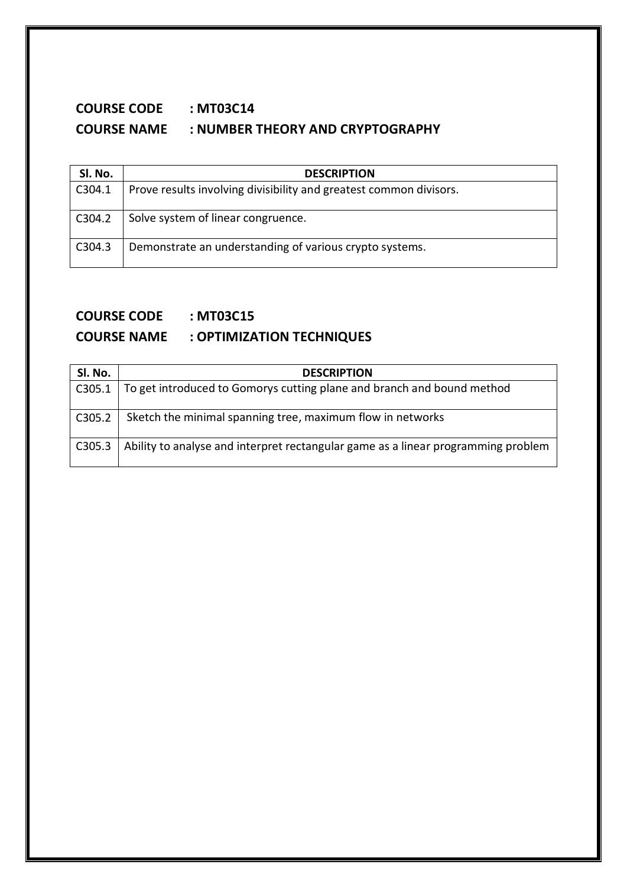**COURSE CODE : MT03C14**

**COURSE NAME : NUMBER THEORY AND CRYPTOGRAPHY**

| Sl. No. | DESCRIPTION |
|---|---|
| C304.1 | Prove results involving divisibility and greatest common divisors. |
| C304.2 | Solve system of linear congruence. |
| C304.3 | Demonstrate an understanding of various crypto systems. |

**COURSE CODE : MT03C15**

**COURSE NAME : OPTIMIZATION TECHNIQUES**

| Sl. No. | DESCRIPTION |
|---|---|
| C305.1 | To get introduced to Gomorys cutting plane and branch and bound method |
| C305.2 | Sketch the minimal spanning tree, maximum flow in networks |
| C305.3 | Ability to analyse and interpret rectangular game as a linear programming problem |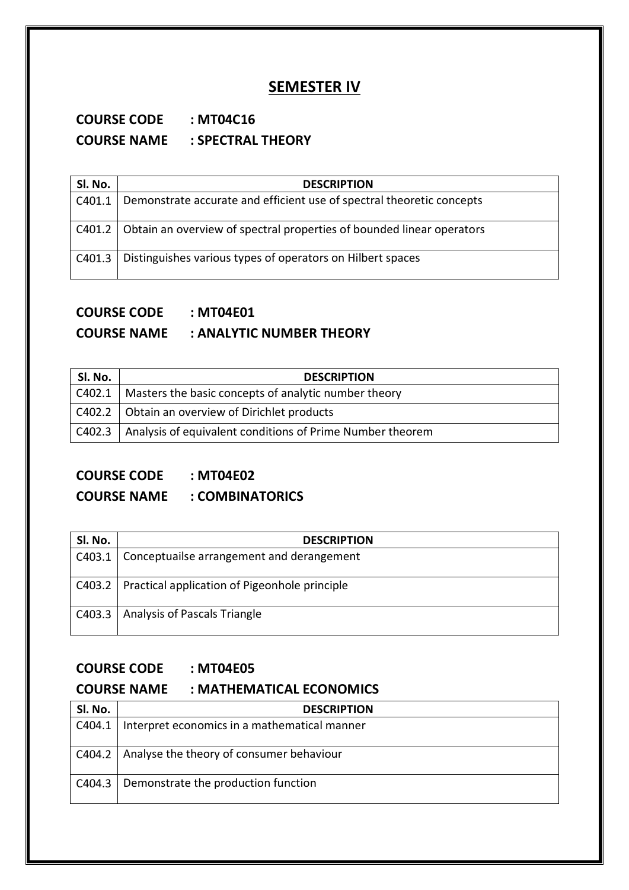# SEMESTER IV

**COURSE CODE : MT04C16**

**COURSE NAME : SPECTRAL THEORY**

| Sl. No. | DESCRIPTION |
|---|---|
| C401.1 | Demonstrate accurate and efficient use of spectral theoretic concepts |
| C401.2 | Obtain an overview of spectral properties of bounded linear operators |
| C401.3 | Distinguishes various types of operators on Hilbert spaces |

**COURSE CODE : MT04E01**

**COURSE NAME : ANALYTIC NUMBER THEORY**

| Sl. No. | DESCRIPTION |
|---|---|
| C402.1 | Masters the basic concepts of analytic number theory |
| C402.2 | Obtain an overview of Dirichlet products |
| C402.3 | Analysis of equivalent conditions of Prime Number theorem |

**COURSE CODE : MT04E02**

**COURSE NAME : COMBINATORICS**

| Sl. No. | DESCRIPTION |
|---|---|
| C403.1 | Conceptuailse arrangement and derangement |
| C403.2 | Practical application of Pigeonhole principle |
| C403.3 | Analysis of Pascals Triangle |

**COURSE CODE : MT04E05**

**COURSE NAME : MATHEMATICAL ECONOMICS**

| Sl. No. | DESCRIPTION |
|---|---|
| C404.1 | Interpret economics in a mathematical manner |
| C404.2 | Analyse the theory of consumer behaviour |
| C404.3 | Demonstrate the production function |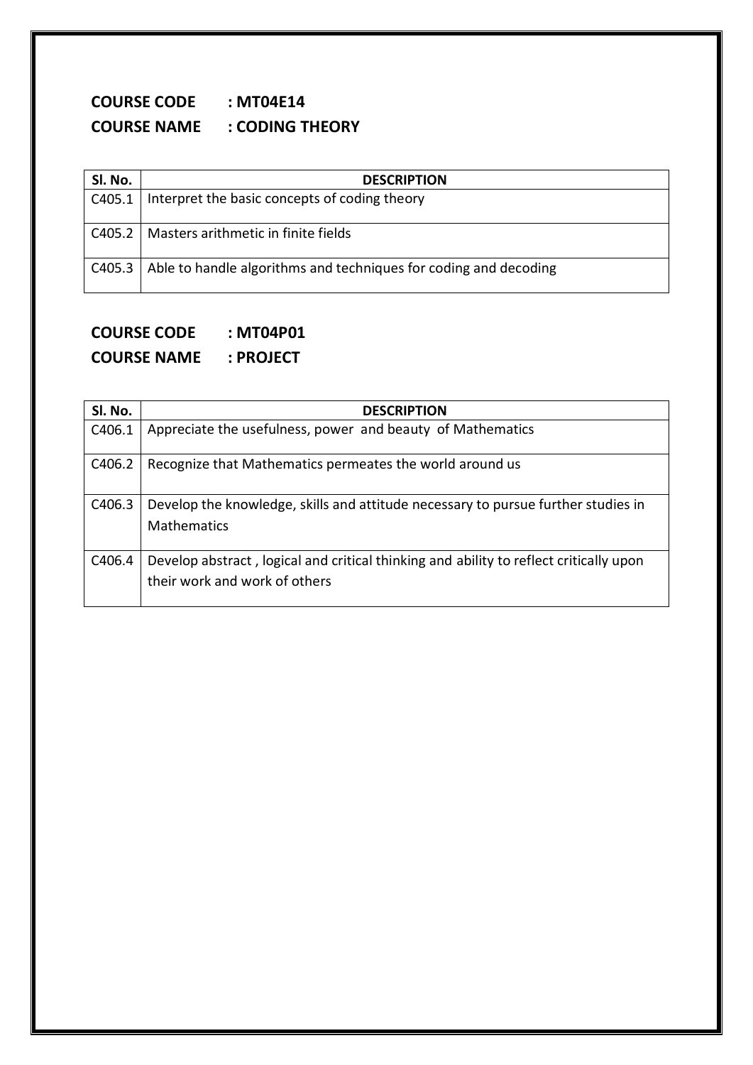**COURSE CODE : MT04E14**

**COURSE NAME : CODING THEORY**

| Sl. No. | DESCRIPTION |
|---|---|
| C405.1 | Interpret the basic concepts of coding theory |
| C405.2 | Masters arithmetic in finite fields |
| C405.3 | Able to handle algorithms and techniques for coding and decoding |

**COURSE CODE : MT04P01**

**COURSE NAME : PROJECT**

| Sl. No. | DESCRIPTION |
|---|---|
| C406.1 | Appreciate the usefulness, power and beauty of Mathematics |
| C406.2 | Recognize that Mathematics permeates the world around us |
| C406.3 | Develop the knowledge, skills and attitude necessary to pursue further studies in Mathematics |
| C406.4 | Develop abstract , logical and critical thinking and ability to reflect critically upon their work and work of others |